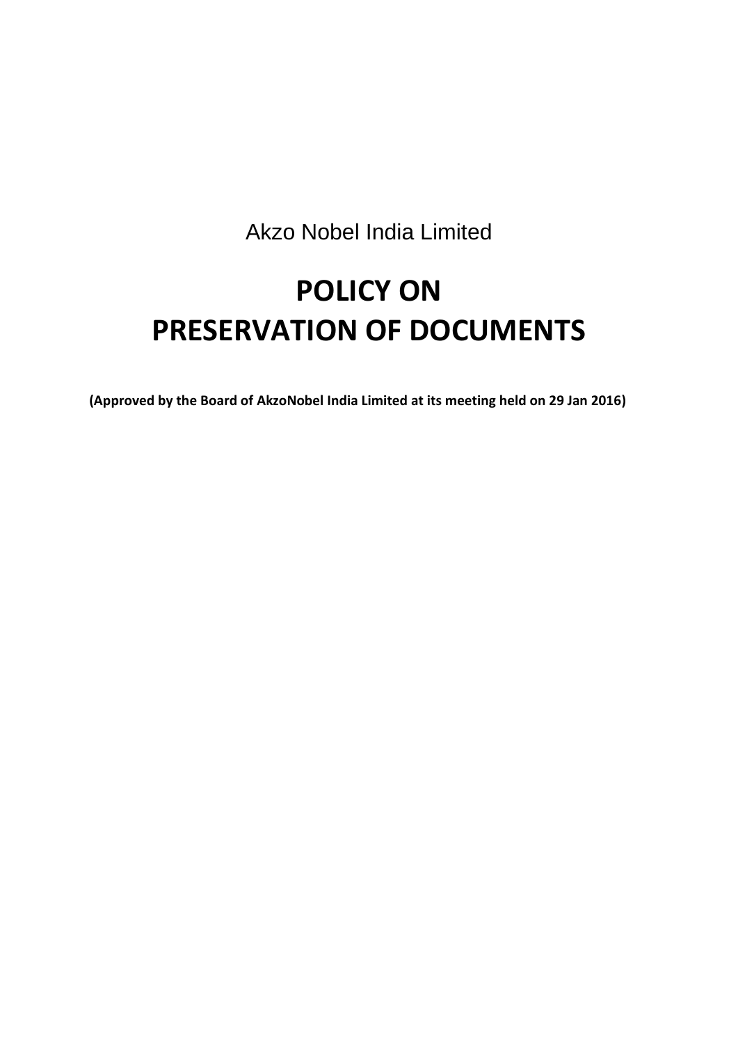Akzo Nobel India Limited

# POLICY ON PRESERVATION OF DOCUMENTS

**(Approved by the Board of AkzoNobel India Limited at its meeting held on 29 Jan 2016)**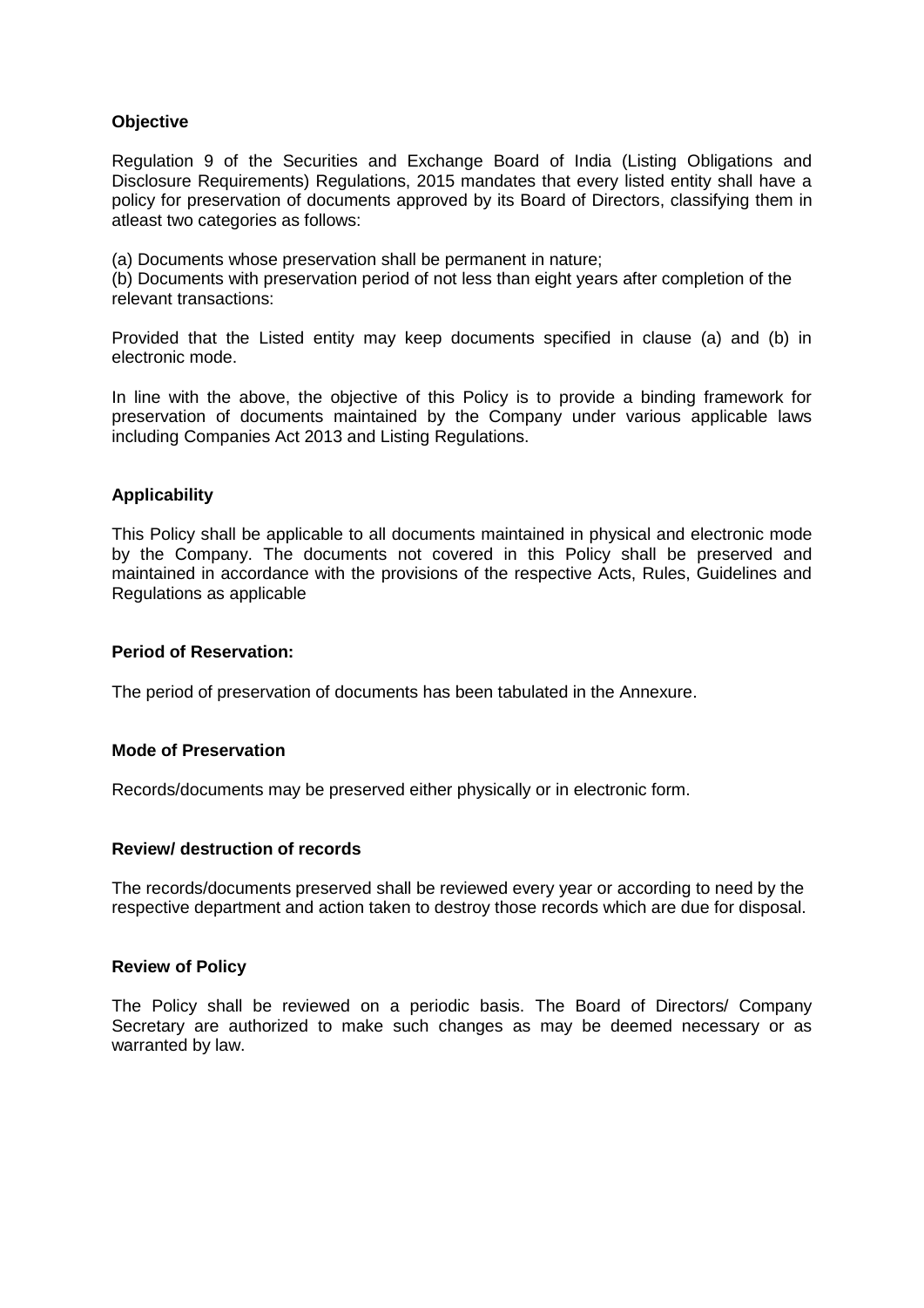**Objective**

Regulation 9 of the Securities and Exchange Board of India (Listing Obligations and Disclosure Requirements) Regulations, 2015 mandates that every listed entity shall have a policy for preservation of documents approved by its Board of Directors, classifying them in atleast two categories as follows:

(a) Documents whose preservation shall be permanent in nature;
(b) Documents with preservation period of not less than eight years after completion of the relevant transactions:

Provided that the Listed entity may keep documents specified in clause (a) and (b) in electronic mode.

In line with the above, the objective of this Policy is to provide a binding framework for preservation of documents maintained by the Company under various applicable laws including Companies Act 2013 and Listing Regulations.

**Applicability**

This Policy shall be applicable to all documents maintained in physical and electronic mode by the Company. The documents not covered in this Policy shall be preserved and maintained in accordance with the provisions of the respective Acts, Rules, Guidelines and Regulations as applicable

**Period of Reservation:**

The period of preservation of documents has been tabulated in the Annexure.

**Mode of Preservation**

Records/documents may be preserved either physically or in electronic form.

**Review/ destruction of records**

The records/documents preserved shall be reviewed every year or according to need by the respective department and action taken to destroy those records which are due for disposal.

**Review of Policy**

The Policy shall be reviewed on a periodic basis. The Board of Directors/ Company Secretary are authorized to make such changes as may be deemed necessary or as warranted by law.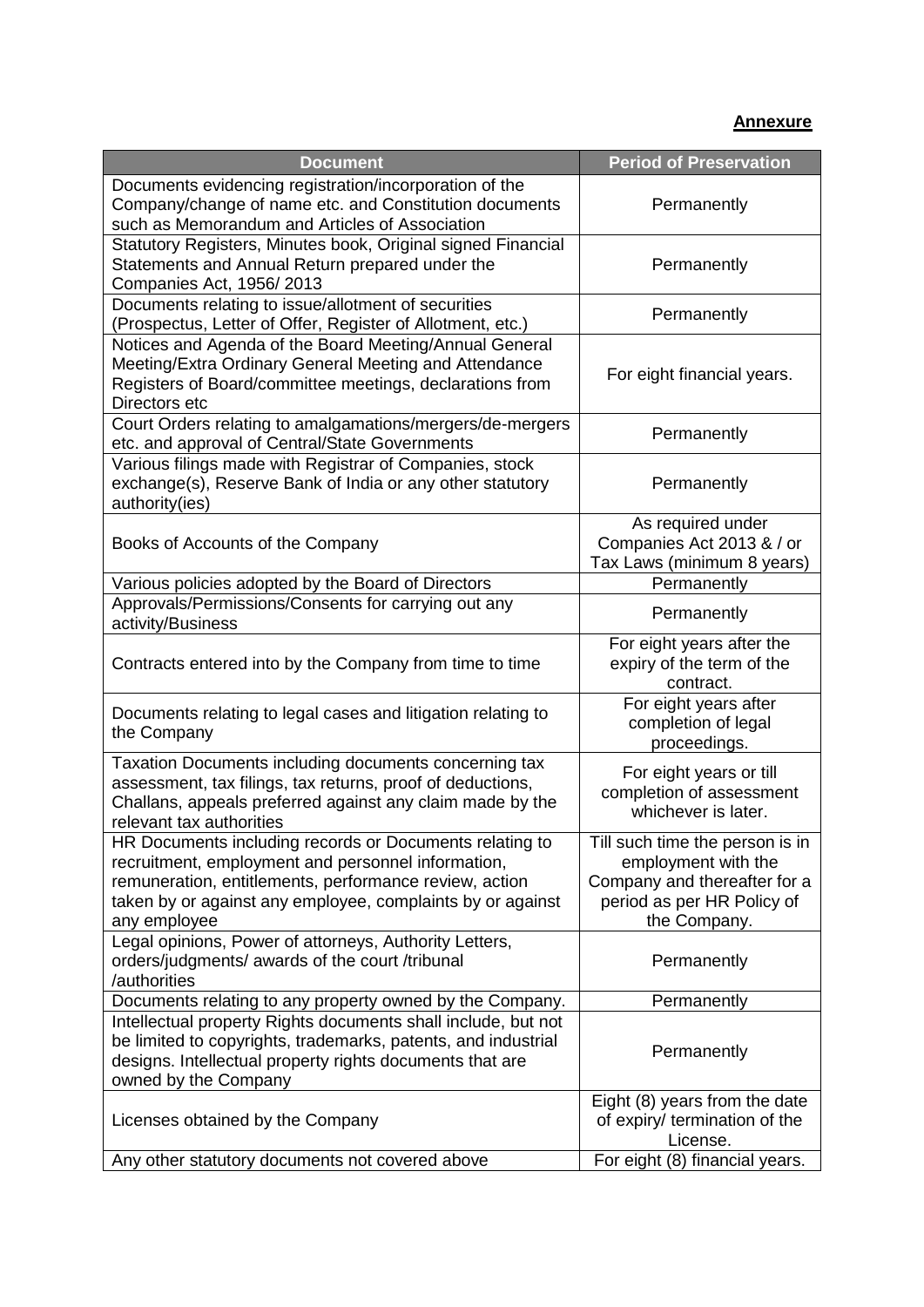**Annexure**

| Document | Period of Preservation |
|---|---|
| Documents evidencing registration/incorporation of the Company/change of name etc. and Constitution documents such as Memorandum and Articles of Association | Permanently |
| Statutory Registers, Minutes book, Original signed Financial Statements and Annual Return prepared under the Companies Act, 1956/ 2013 | Permanently |
| Documents relating to issue/allotment of securities (Prospectus, Letter of Offer, Register of Allotment, etc.) | Permanently |
| Notices and Agenda of the Board Meeting/Annual General Meeting/Extra Ordinary General Meeting and Attendance Registers of Board/committee meetings, declarations from Directors etc | For eight financial years. |
| Court Orders relating to amalgamations/mergers/de-mergers etc. and approval of Central/State Governments | Permanently |
| Various filings made with Registrar of Companies, stock exchange(s), Reserve Bank of India or any other statutory authority(ies) | Permanently |
| Books of Accounts of the Company | As required under Companies Act 2013 & / or Tax Laws (minimum 8 years) |
| Various policies adopted by the Board of Directors | Permanently |
| Approvals/Permissions/Consents for carrying out any activity/Business | Permanently |
| Contracts entered into by the Company from time to time | For eight years after the expiry of the term of the contract. |
| Documents relating to legal cases and litigation relating to the Company | For eight years after completion of legal proceedings. |
| Taxation Documents including documents concerning tax assessment, tax filings, tax returns, proof of deductions, Challans, appeals preferred against any claim made by the relevant tax authorities | For eight years or till completion of assessment whichever is later. |
| HR Documents including records or Documents relating to recruitment, employment and personnel information, remuneration, entitlements, performance review, action taken by or against any employee, complaints by or against any employee | Till such time the person is in employment with the Company and thereafter for a period as per HR Policy of the Company. |
| Legal opinions, Power of attorneys, Authority Letters, orders/judgments/ awards of the court /tribunal /authorities | Permanently |
| Documents relating to any property owned by the Company. | Permanently |
| Intellectual property Rights documents shall include, but not be limited to copyrights, trademarks, patents, and industrial designs. Intellectual property rights documents that are owned by the Company | Permanently |
| Licenses obtained by the Company | Eight (8) years from the date of expiry/ termination of the License. |
| Any other statutory documents not covered above | For eight (8) financial years. |